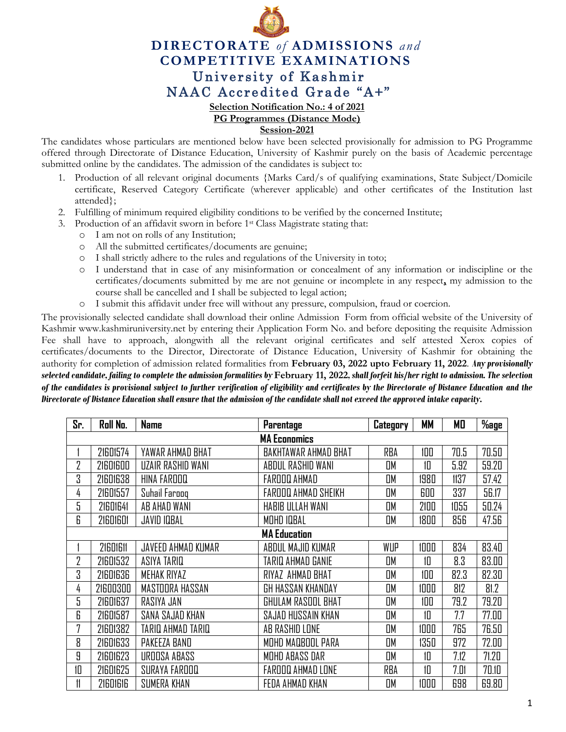# DIRECTORATE *of* ADMISSIONS *and* COMPETITIVE EXAMINATIONS

## University of Kashmir

## NAAC Accredited Grade "A+"

**Selection Notification No.: 4 of 2021**

**PG Programmes (Distance Mode)**

**Session-2021**

The candidates whose particulars are mentioned below have been selected provisionally for admission to PG Programme offered through Directorate of Distance Education, University of Kashmir purely on the basis of Academic percentage submitted online by the candidates. The admission of the candidates is subject to:

1. Production of all relevant original documents {Marks Card/s of qualifying examinations, State Subject/Domicile certificate, Reserved Category Certificate (wherever applicable) and other certificates of the Institution last attended};
2. Fulfilling of minimum required eligibility conditions to be verified by the concerned Institute;
3. Production of an affidavit sworn in before 1st Class Magistrate stating that:
   - I am not on rolls of any Institution;
   - All the submitted certificates/documents are genuine;
   - I shall strictly adhere to the rules and regulations of the University in toto;
   - I understand that in case of any misinformation or concealment of any information or indiscipline or the certificates/documents submitted by me are not genuine or incomplete in any respect, my admission to the course shall be cancelled and I shall be subjected to legal action;
   - I submit this affidavit under free will without any pressure, compulsion, fraud or coercion.

The provisionally selected candidate shall download their online Admission Form from official website of the University of Kashmir www.kashmiruniversity.net by entering their Application Form No. and before depositing the requisite Admission Fee shall have to approach, alongwith all the relevant original certificates and self attested Xerox copies of certificates/documents to the Director, Directorate of Distance Education, University of Kashmir for obtaining the authority for completion of admission related formalities from **February 03, 2022 upto February 11, 2022**. ***Any provisionally selected candidate, failing to complete the admission formalities by February 11, 2022, shall forfeit his/her right to admission. The selection of the candidates is provisional subject to further verification of eligibility and certificates by the Directorate of Distance Education and the Directorate of Distance Education shall ensure that the admission of the candidate shall not exceed the approved intake capacity.***

| Sr. | Roll No. | Name | Parentage | Category | MM | MO | %age |
|---|---|---|---|---|---|---|---|
| **MA Economics** | | | | | | | |
| 1 | 21601574 | YAWAR AHMAD BHAT | BAKHTAWAR AHMAD BHAT | RBA | 100 | 70.5 | 70.50 |
| 2 | 21601600 | UZAIR RASHID WANI | ABDUL RASHID WANI | OM | 10 | 5.92 | 59.20 |
| 3 | 21601638 | HINA FAROOQ | FAROOQ AHMAD | OM | 1980 | 1137 | 57.42 |
| 4 | 21601557 | Suhail Farooq | FAROOQ AHMAD SHEIKH | OM | 600 | 337 | 56.17 |
| 5 | 21601641 | AB AHAD WANI | HABIB ULLAH WANI | OM | 2100 | 1055 | 50.24 |
| 6 | 21601601 | JAVID IQBAL | MOHD IQBAL | OM | 1800 | 856 | 47.56 |
| **MA Education** | | | | | | | |
| 1 | 21601611 | JAVEED AHMAD KUMAR | ABDUL MAJID KUMAR | WUP | 1000 | 834 | 83.40 |
| 2 | 21601532 | ASIYA TARIQ | TARIQ AHMAD GANIE | OM | 10 | 8.3 | 83.00 |
| 3 | 21601636 | MEHAK RIYAZ | RIYAZ AHMAD BHAT | OM | 100 | 82.3 | 82.30 |
| 4 | 21600300 | MASTOORA HASSAN | GH HASSAN KHANDAY | OM | 1000 | 812 | 81.2 |
| 5 | 21601637 | RASIYA JAN | GHULAM RASOOL BHAT | OM | 100 | 79.2 | 79.20 |
| 6 | 21601587 | SANA SAJAD KHAN | SAJAD HUSSAIN KHAN | OM | 10 | 7.7 | 77.00 |
| 7 | 21601382 | TARIQ AHMAD TARIQ | AB RASHID LONE | OM | 1000 | 765 | 76.50 |
| 8 | 21601633 | PAKEEZA BANO | MOHD MAQBOOL PARA | OM | 1350 | 972 | 72.00 |
| 9 | 21601623 | UROOSA ABASS | MOHD ABASS DAR | OM | 10 | 7.12 | 71.20 |
| 10 | 21601625 | SURAYA FAROOQ | FAROOQ AHMAD LONE | RBA | 10 | 7.01 | 70.10 |
| 11 | 21601616 | SUMERA KHAN | FEDA AHMAD KHAN | OM | 1000 | 698 | 69.80 |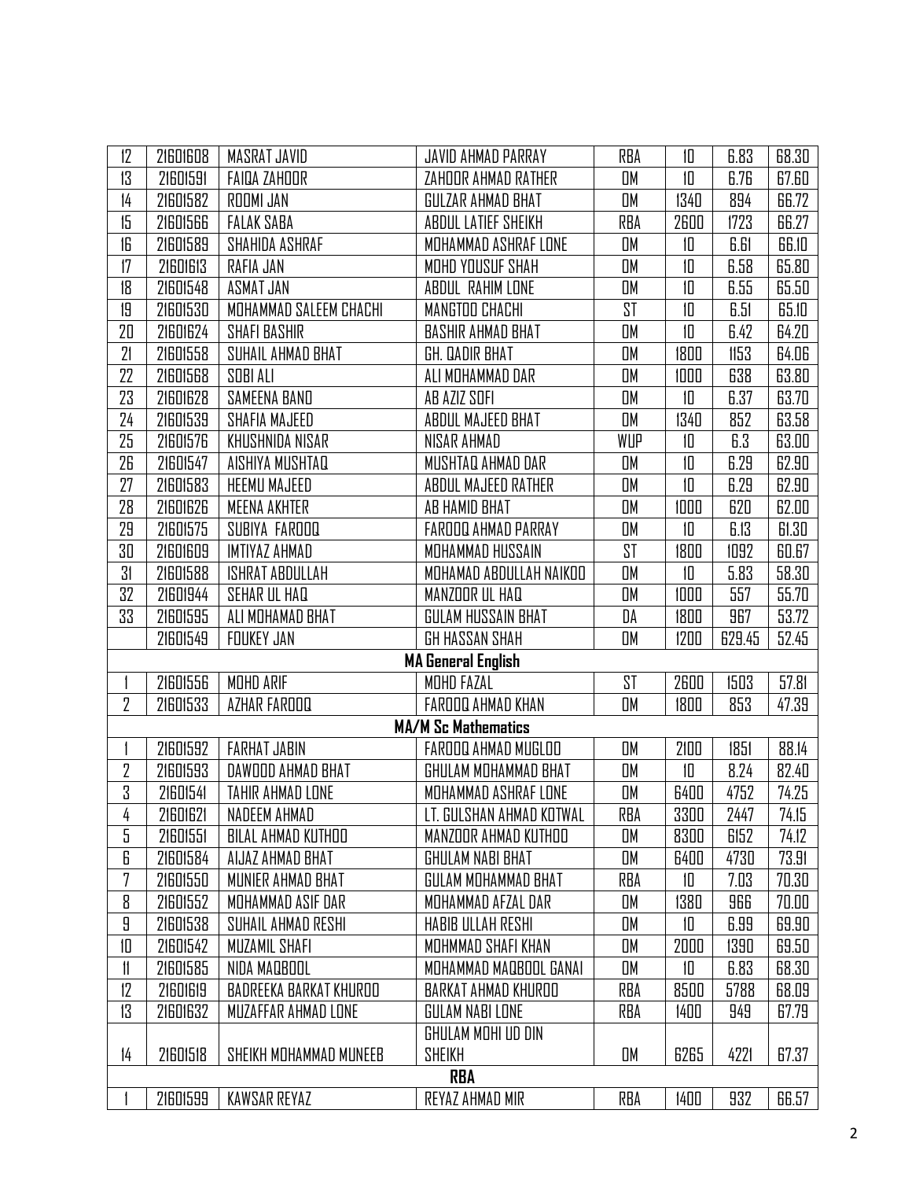| | | | | | | | |
|---|---|---|---|---|---|---|---|
| 12 | 21601608 | MASRAT JAVID | JAVID AHMAD PARRAY | RBA | 10 | 6.83 | 68.30 |
| 13 | 21601591 | FAIQA ZAHOOR | ZAHOOR AHMAD RATHER | OM | 10 | 6.76 | 67.60 |
| 14 | 21601582 | ROOMI JAN | GULZAR AHMAD BHAT | OM | 1340 | 894 | 66.72 |
| 15 | 21601566 | FALAK SABA | ABDUL LATIEF SHEIKH | RBA | 2600 | 1723 | 66.27 |
| 16 | 21601589 | SHAHIDA ASHRAF | MOHAMMAD ASHRAF LONE | OM | 10 | 6.61 | 66.10 |
| 17 | 21601613 | RAFIA JAN | MOHD YOUSUF SHAH | OM | 10 | 6.58 | 65.80 |
| 18 | 21601548 | ASMAT JAN | ABDUL RAHIM LONE | OM | 10 | 6.55 | 65.50 |
| 19 | 21601530 | MOHAMMAD SALEEM CHACHI | MANGTOO CHACHI | ST | 10 | 6.51 | 65.10 |
| 20 | 21601624 | SHAFI BASHIR | BASHIR AHMAD BHAT | OM | 10 | 6.42 | 64.20 |
| 21 | 21601558 | SUHAIL AHMAD BHAT | GH. QADIR BHAT | OM | 1800 | 1153 | 64.06 |
| 22 | 21601568 | SOBI ALI | ALI MOHAMMAD DAR | OM | 1000 | 638 | 63.80 |
| 23 | 21601628 | SAMEENA BANO | AB AZIZ SOFI | OM | 10 | 6.37 | 63.70 |
| 24 | 21601539 | SHAFIA MAJEED | ABDUL MAJEED BHAT | OM | 1340 | 852 | 63.58 |
| 25 | 21601576 | KHUSHNIDA NISAR | NISAR AHMAD | WUP | 10 | 6.3 | 63.00 |
| 26 | 21601547 | AISHIYA MUSHTAQ | MUSHTAQ AHMAD DAR | OM | 10 | 6.29 | 62.90 |
| 27 | 21601583 | HEEMU MAJEED | ABDUL MAJEED RATHER | OM | 10 | 6.29 | 62.90 |
| 28 | 21601626 | MEENA AKHTER | AB HAMID BHAT | OM | 1000 | 620 | 62.00 |
| 29 | 21601575 | SUBIYA FAROOQ | FAROOQ AHMAD PARRAY | OM | 10 | 6.13 | 61.30 |
| 30 | 21601609 | IMTIYAZ AHMAD | MOHAMMAD HUSSAIN | ST | 1800 | 1092 | 60.67 |
| 31 | 21601588 | ISHRAT ABDULLAH | MOHAMAD ABDULLAH NAIKOO | OM | 10 | 5.83 | 58.30 |
| 32 | 21601944 | SEHAR UL HAQ | MANZOOR UL HAQ | OM | 1000 | 557 | 55.70 |
| 33 | 21601595 | ALI MOHAMAD BHAT | GULAM HUSSAIN BHAT | OA | 1800 | 967 | 53.72 |
| | 21601549 | FOUKEY JAN | GH HASSAN SHAH | OM | 1200 | 629.45 | 52.45 |
| | | | **MA General English** | | | | |
| 1 | 21601556 | MOHD ARIF | MOHD FAZAL | ST | 2600 | 1503 | 57.81 |
| 2 | 21601533 | AZHAR FAROOQ | FAROOQ AHMAD KHAN | OM | 1800 | 853 | 47.39 |
| | | | **MA/M Sc Mathematics** | | | | |
| 1 | 21601592 | FARHAT JABIN | FAROOQ AHMAD MUGLOO | OM | 2100 | 1851 | 88.14 |
| 2 | 21601593 | DAWOOD AHMAD BHAT | GHULAM MOHAMMAD BHAT | OM | 10 | 8.24 | 82.40 |
| 3 | 21601541 | TAHIR AHMAD LONE | MOHAMMAD ASHRAF LONE | OM | 6400 | 4752 | 74.25 |
| 4 | 21601621 | NADEEM AHMAD | LT. GULSHAN AHMAD KOTWAL | RBA | 3300 | 2447 | 74.15 |
| 5 | 21601551 | BILAL AHMAD KUTHOO | MANZOOR AHMAD KUTHOO | OM | 8300 | 6152 | 74.12 |
| 6 | 21601584 | AIJAZ AHMAD BHAT | GHULAM NABI BHAT | OM | 6400 | 4730 | 73.91 |
| 7 | 21601550 | MUNIER AHMAD BHAT | GULAM MOHAMMAD BHAT | RBA | 10 | 7.03 | 70.30 |
| 8 | 21601552 | MOHAMMAD ASIF DAR | MOHAMMAD AFZAL DAR | OM | 1380 | 966 | 70.00 |
| 9 | 21601538 | SUHAIL AHMAD RESHI | HABIB ULLAH RESHI | OM | 10 | 6.99 | 69.90 |
| 10 | 21601542 | MUZAMIL SHAFI | MOHMMAD SHAFI KHAN | OM | 2000 | 1390 | 69.50 |
| 11 | 21601585 | NIDA MAQBOOL | MOHAMMAD MAQBOOL GANAI | OM | 10 | 6.83 | 68.30 |
| 12 | 21601619 | BADREEKA BARKAT KHUROO | BARKAT AHMAD KHUROO | RBA | 8500 | 5788 | 68.09 |
| 13 | 21601632 | MUZAFFAR AHMAD LONE | GULAM NABI LONE | RBA | 1400 | 949 | 67.79 |
| 14 | 21601518 | SHEIKH MOHAMMAD MUNEEB | GHULAM MOHI UD DIN SHEIKH | OM | 6265 | 4221 | 67.37 |
| | | | **RBA** | | | | |
| 1 | 21601599 | KAWSAR REYAZ | REYAZ AHMAD MIR | RBA | 1400 | 932 | 66.57 |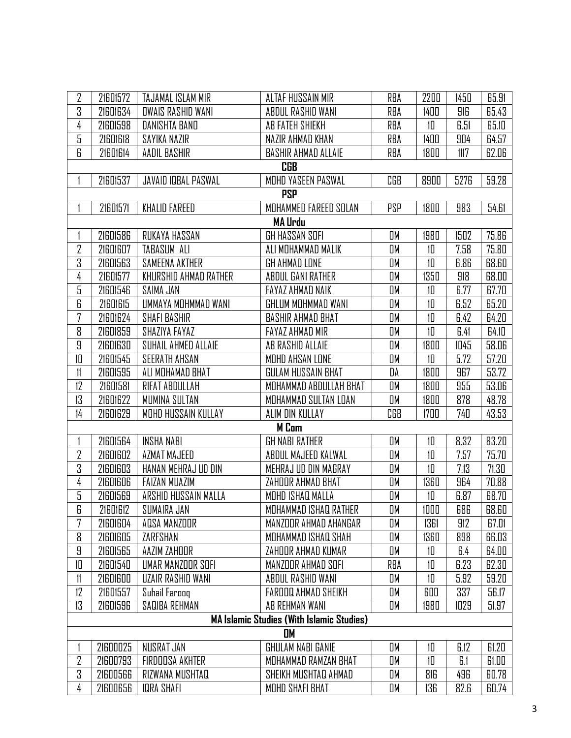| | | | | | | | |
|---|---|---|---|---|---|---|---|
| 2 | 21601572 | TAJAMAL ISLAM MIR | ALTAF HUSSAIN MIR | RBA | 2200 | 1450 | 65.91 |
| 3 | 21601634 | OWAIS RASHID WANI | ABDUL RASHID WANI | RBA | 1400 | 916 | 65.43 |
| 4 | 21601598 | DANISHTA BANO | AB FATEH SHIEKH | RBA | 10 | 6.51 | 65.10 |
| 5 | 21601618 | SAYIKA NAZIR | NAZIR AHMAD KHAN | RBA | 1400 | 904 | 64.57 |
| 6 | 21601614 | AADIL BASHIR | BASHIR AHMAD ALLAIE | RBA | 1800 | 1117 | 62.06 |
| **CGB** | | | | | | | |
| 1 | 21601537 | JAVAID IQBAL PASWAL | MOHD YASEEN PASWAL | CGB | 8900 | 5276 | 59.28 |
| **PSP** | | | | | | | |
| 1 | 21601571 | KHALID FAREED | MOHAMMED FAREED SOLAN | PSP | 1800 | 983 | 54.61 |
| **MA Urdu** | | | | | | | |
| 1 | 21601586 | RUKAYA HASSAN | GH HASSAN SOFI | OM | 1980 | 1502 | 75.86 |
| 2 | 21601607 | TABASUM ALI | ALI MOHAMMAD MALIK | OM | 10 | 7.58 | 75.80 |
| 3 | 21601563 | SAMEENA AKTHER | GH AHMAD LONE | OM | 10 | 6.86 | 68.60 |
| 4 | 21601577 | KHURSHID AHMAD RATHER | ABDUL GANI RATHER | OM | 1350 | 918 | 68.00 |
| 5 | 21601546 | SAIMA JAN | FAYAZ AHMAD NAIK | OM | 10 | 6.77 | 67.70 |
| 6 | 21601615 | UMMAYA MOHMMAD WANI | GHLUM MOHMMAD WANI | OM | 10 | 6.52 | 65.20 |
| 7 | 21601624 | SHAFI BASHIR | BASHIR AHMAD BHAT | OM | 10 | 6.42 | 64.20 |
| 8 | 21601859 | SHAZIYA FAYAZ | FAYAZ AHMAD MIR | OM | 10 | 6.41 | 64.10 |
| 9 | 21601630 | SUHAIL AHMED ALLAIE | AB RASHID ALLAIE | OM | 1800 | 1045 | 58.06 |
| 10 | 21601545 | SEERATH AHSAN | MOHD AHSAN LONE | OM | 10 | 5.72 | 57.20 |
| 11 | 21601595 | ALI MOHAMAD BHAT | GULAM HUSSAIN BHAT | DA | 1800 | 967 | 53.72 |
| 12 | 21601581 | RIFAT ABDULLAH | MOHAMMAD ABDULLAH BHAT | OM | 1800 | 955 | 53.06 |
| 13 | 21601622 | MUMINA SULTAN | MOHAMMAD SULTAN LOAN | OM | 1800 | 878 | 48.78 |
| 14 | 21601629 | MOHD HUSSAIN KULLAY | ALIM DIN KULLAY | CGB | 1700 | 740 | 43.53 |
| **M Com** | | | | | | | |
| 1 | 21601564 | INSHA NABI | GH NABI RATHER | OM | 10 | 8.32 | 83.20 |
| 2 | 21601602 | AZMAT MAJEED | ABDUL MAJEED KALWAL | OM | 10 | 7.57 | 75.70 |
| 3 | 21601603 | HANAN MEHRAJ UD DIN | MEHRAJ UD DIN MAGRAY | OM | 10 | 7.13 | 71.30 |
| 4 | 21601606 | FAIZAN MUAZIM | ZAHOOR AHMAD BHAT | OM | 1360 | 964 | 70.88 |
| 5 | 21601569 | ARSHID HUSSAIN MALLA | MOHD ISHAQ MALLA | OM | 10 | 6.87 | 68.70 |
| 6 | 21601612 | SUMAIRA JAN | MOHAMMAD ISHAQ RATHER | OM | 1000 | 686 | 68.60 |
| 7 | 21601604 | AQSA MANZOOR | MANZOOR AHMAD AHANGAR | OM | 1361 | 912 | 67.01 |
| 8 | 21601605 | ZARFSHAN | MOHAMMAD ISHAQ SHAH | OM | 1360 | 898 | 66.03 |
| 9 | 21601565 | AAZIM ZAHOOR | ZAHOOR AHMAD KUMAR | OM | 10 | 6.4 | 64.00 |
| 10 | 21601540 | UMAR MANZOOR SOFI | MANZOOR AHMAD SOFI | RBA | 10 | 6.23 | 62.30 |
| 11 | 21601600 | UZAIR RASHID WANI | ABDUL RASHID WANI | OM | 10 | 5.92 | 59.20 |
| 12 | 21601557 | Suhail Farooq | FAROOQ AHMAD SHEIKH | OM | 600 | 337 | 56.17 |
| 13 | 21601596 | SAQIBA REHMAN | AB REHMAN WANI | OM | 1980 | 1029 | 51.97 |
| **MA Islamic Studies (With Islamic Studies)** | | | | | | | |
| **OM** | | | | | | | |
| 1 | 21600025 | NUSRAT JAN | GHULAM NABI GANIE | OM | 10 | 6.12 | 61.20 |
| 2 | 21600793 | FIRDOOSA AKHTER | MOHAMMAD RAMZAN BHAT | OM | 10 | 6.1 | 61.00 |
| 3 | 21600566 | RIZWANA MUSHTAQ | SHEIKH MUSHTAQ AHMAD | OM | 816 | 496 | 60.78 |
| 4 | 21600656 | IQRA SHAFI | MOHD SHAFI BHAT | OM | 136 | 82.6 | 60.74 |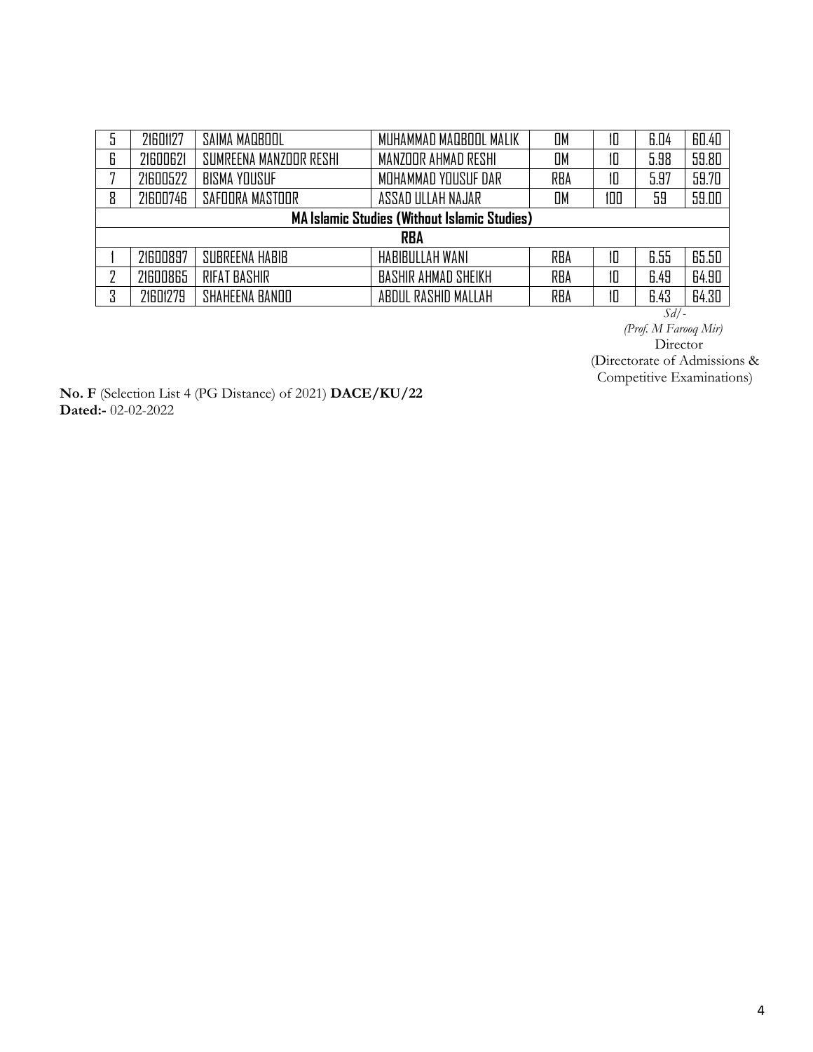| | | | | | | | |
|---|---|---|---|---|---|---|---|
| 5 | 21601127 | SAIMA MAQBOOL | MUHAMMAD MAQBOOL MALIK | OM | 10 | 6.04 | 60.40 |
| 6 | 21600621 | SUMREENA MANZOOR RESHI | MANZOOR AHMAD RESHI | OM | 10 | 5.98 | 59.80 |
| 7 | 21600522 | BISMA YOUSUF | MOHAMMAD YOUSUF DAR | RBA | 10 | 5.97 | 59.70 |
| 8 | 21600746 | SAFOORA MASTOOR | ASSAD ULLAH NAJAR | OM | 100 | 59 | 59.00 |
| **MA Islamic Studies (Without Islamic Studies)** | | | | | | | |
| **RBA** | | | | | | | |
| 1 | 21600897 | SUBREENA HABIB | HABIBULLAH WANI | RBA | 10 | 6.55 | 65.50 |
| 2 | 21600865 | RIFAT BASHIR | BASHIR AHMAD SHEIKH | RBA | 10 | 6.49 | 64.90 |
| 3 | 21601279 | SHAHEENA BANOO | ABDUL RASHID MALLAH | RBA | 10 | 6.43 | 64.30 |

*Sd/-*
*(Prof. M Farooq Mir)*
Director
(Directorate of Admissions & Competitive Examinations)

**No. F** (Selection List 4 (PG Distance) of 2021) **DACE/KU/22**
**Dated:-** 02-02-2022